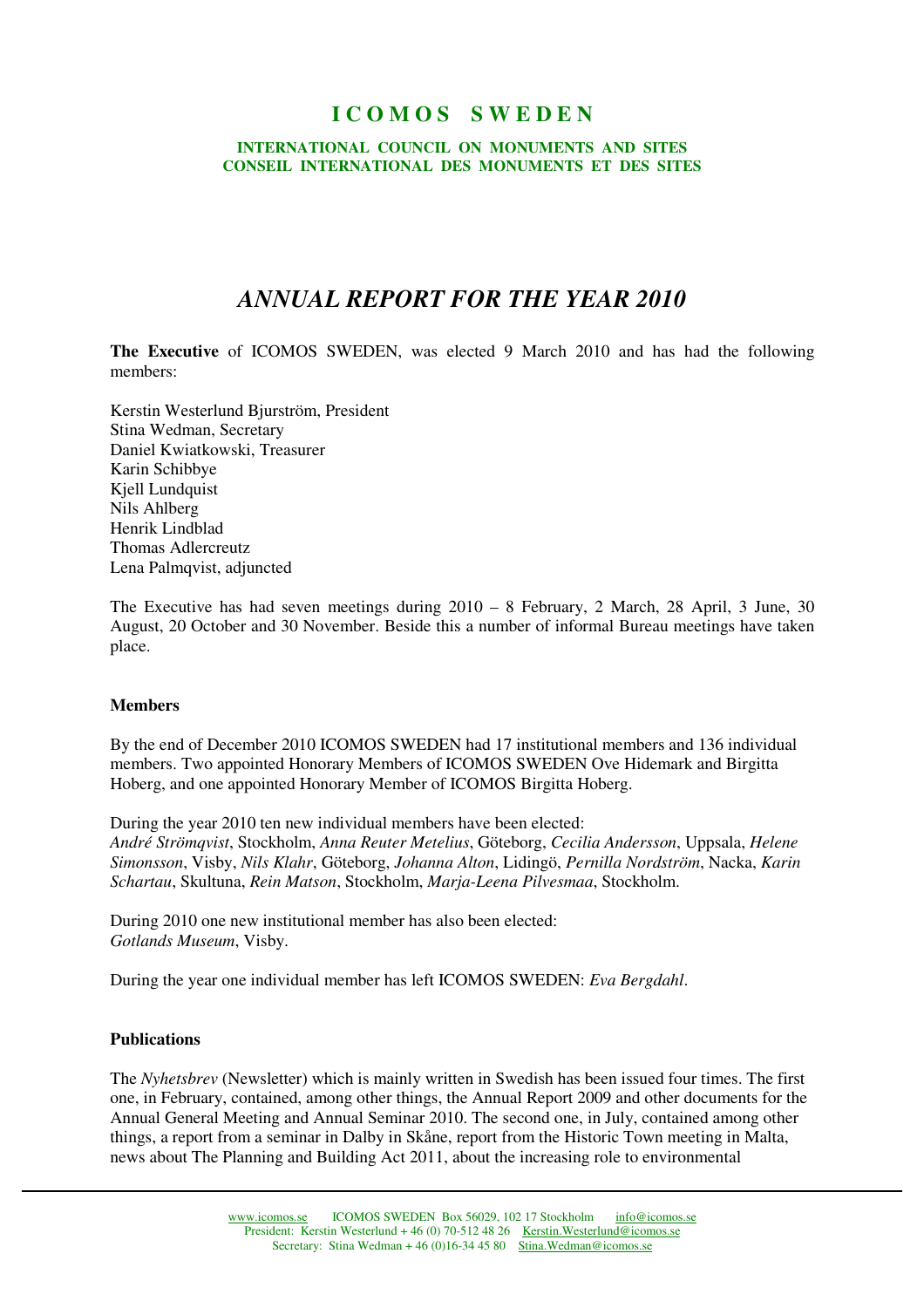# ICOMOS SWEDEN

**INTERNATIONAL COUNCIL ON MONUMENTS AND SITES**
**CONSEIL INTERNATIONAL DES MONUMENTS ET DES SITES**

## *ANNUAL REPORT FOR THE YEAR 2010*

**The Executive** of ICOMOS SWEDEN, was elected 9 March 2010 and has had the following members:

Kerstin Westerlund Bjurström, President
Stina Wedman, Secretary
Daniel Kwiatkowski, Treasurer
Karin Schibbye
Kjell Lundquist
Nils Ahlberg
Henrik Lindblad
Thomas Adlercreutz
Lena Palmqvist, adjuncted

The Executive has had seven meetings during 2010 – 8 February, 2 March, 28 April, 3 June, 30 August, 20 October and 30 November. Beside this a number of informal Bureau meetings have taken place.

### Members

By the end of December 2010 ICOMOS SWEDEN had 17 institutional members and 136 individual members. Two appointed Honorary Members of ICOMOS SWEDEN Ove Hidemark and Birgitta Hoberg, and one appointed Honorary Member of ICOMOS Birgitta Hoberg.

During the year 2010 ten new individual members have been elected:
*André Strömqvist*, Stockholm, *Anna Reuter Metelius*, Göteborg, *Cecilia Andersson*, Uppsala, *Helene Simonsson*, Visby, *Nils Klahr*, Göteborg, *Johanna Alton*, Lidingö, *Pernilla Nordström*, Nacka, *Karin Schartau*, Skultuna, *Rein Matson*, Stockholm, *Marja-Leena Pilvesmaa*, Stockholm.

During 2010 one new institutional member has also been elected:
*Gotlands Museum*, Visby.

During the year one individual member has left ICOMOS SWEDEN: *Eva Bergdahl*.

### Publications

The *Nyhetsbrev* (Newsletter) which is mainly written in Swedish has been issued four times. The first one, in February, contained, among other things, the Annual Report 2009 and other documents for the Annual General Meeting and Annual Seminar 2010. The second one, in July, contained among other things, a report from a seminar in Dalby in Skåne, report from the Historic Town meeting in Malta, news about The Planning and Building Act 2011, about the increasing role to environmental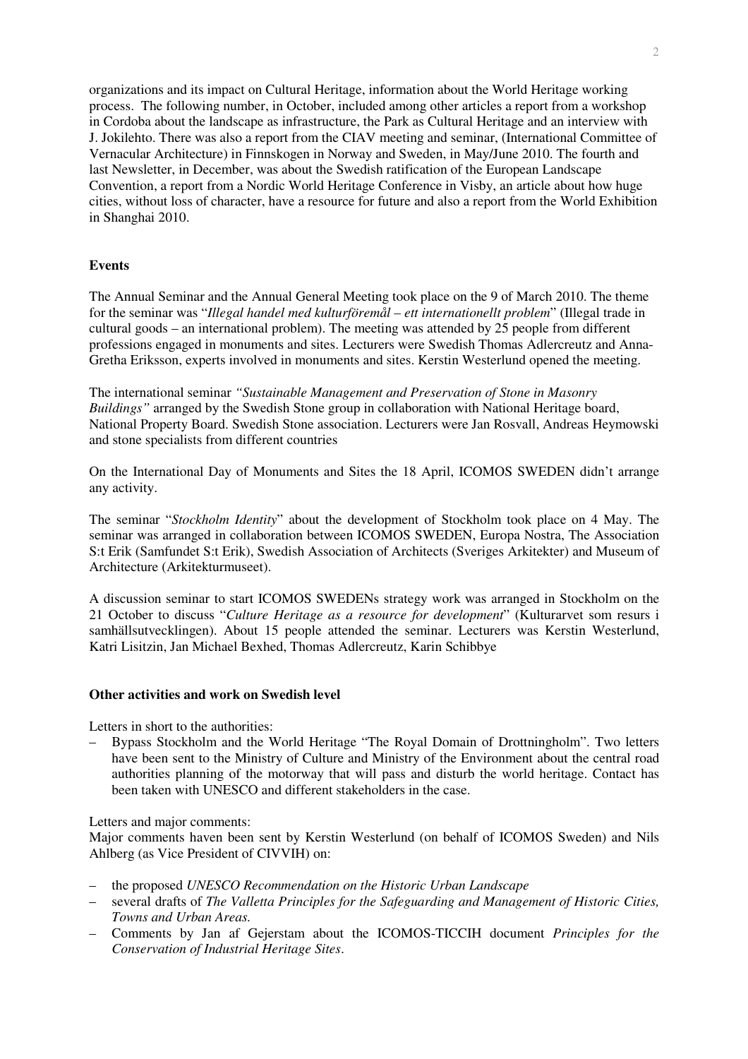organizations and its impact on Cultural Heritage, information about the World Heritage working process. The following number, in October, included among other articles a report from a workshop in Cordoba about the landscape as infrastructure, the Park as Cultural Heritage and an interview with J. Jokilehto. There was also a report from the CIAV meeting and seminar, (International Committee of Vernacular Architecture) in Finnskogen in Norway and Sweden, in May/June 2010. The fourth and last Newsletter, in December, was about the Swedish ratification of the European Landscape Convention, a report from a Nordic World Heritage Conference in Visby, an article about how huge cities, without loss of character, have a resource for future and also a report from the World Exhibition in Shanghai 2010.

## Events

The Annual Seminar and the Annual General Meeting took place on the 9 of March 2010. The theme for the seminar was "*Illegal handel med kulturföremål – ett internationellt problem*" (Illegal trade in cultural goods – an international problem). The meeting was attended by 25 people from different professions engaged in monuments and sites. Lecturers were Swedish Thomas Adlercreutz and Anna-Gretha Eriksson, experts involved in monuments and sites. Kerstin Westerlund opened the meeting.

The international seminar *"Sustainable Management and Preservation of Stone in Masonry Buildings"* arranged by the Swedish Stone group in collaboration with National Heritage board, National Property Board. Swedish Stone association. Lecturers were Jan Rosvall, Andreas Heymowski and stone specialists from different countries

On the International Day of Monuments and Sites the 18 April, ICOMOS SWEDEN didn't arrange any activity.

The seminar "*Stockholm Identity*" about the development of Stockholm took place on 4 May. The seminar was arranged in collaboration between ICOMOS SWEDEN, Europa Nostra, The Association S:t Erik (Samfundet S:t Erik), Swedish Association of Architects (Sveriges Arkitekter) and Museum of Architecture (Arkitekturmuseet).

A discussion seminar to start ICOMOS SWEDENs strategy work was arranged in Stockholm on the 21 October to discuss "*Culture Heritage as a resource for development*" (Kulturarvet som resurs i samhällsutvecklingen). About 15 people attended the seminar. Lecturers was Kerstin Westerlund, Katri Lisitzin, Jan Michael Bexhed, Thomas Adlercreutz, Karin Schibbye

## Other activities and work on Swedish level

Letters in short to the authorities:

- Bypass Stockholm and the World Heritage "The Royal Domain of Drottningholm". Two letters have been sent to the Ministry of Culture and Ministry of the Environment about the central road authorities planning of the motorway that will pass and disturb the world heritage. Contact has been taken with UNESCO and different stakeholders in the case.

Letters and major comments:
Major comments haven been sent by Kerstin Westerlund (on behalf of ICOMOS Sweden) and Nils Ahlberg (as Vice President of CIVVIH) on:

- the proposed *UNESCO Recommendation on the Historic Urban Landscape*
- several drafts of *The Valletta Principles for the Safeguarding and Management of Historic Cities, Towns and Urban Areas.*
- Comments by Jan af Gejerstam about the ICOMOS-TICCIH document *Principles for the Conservation of Industrial Heritage Sites*.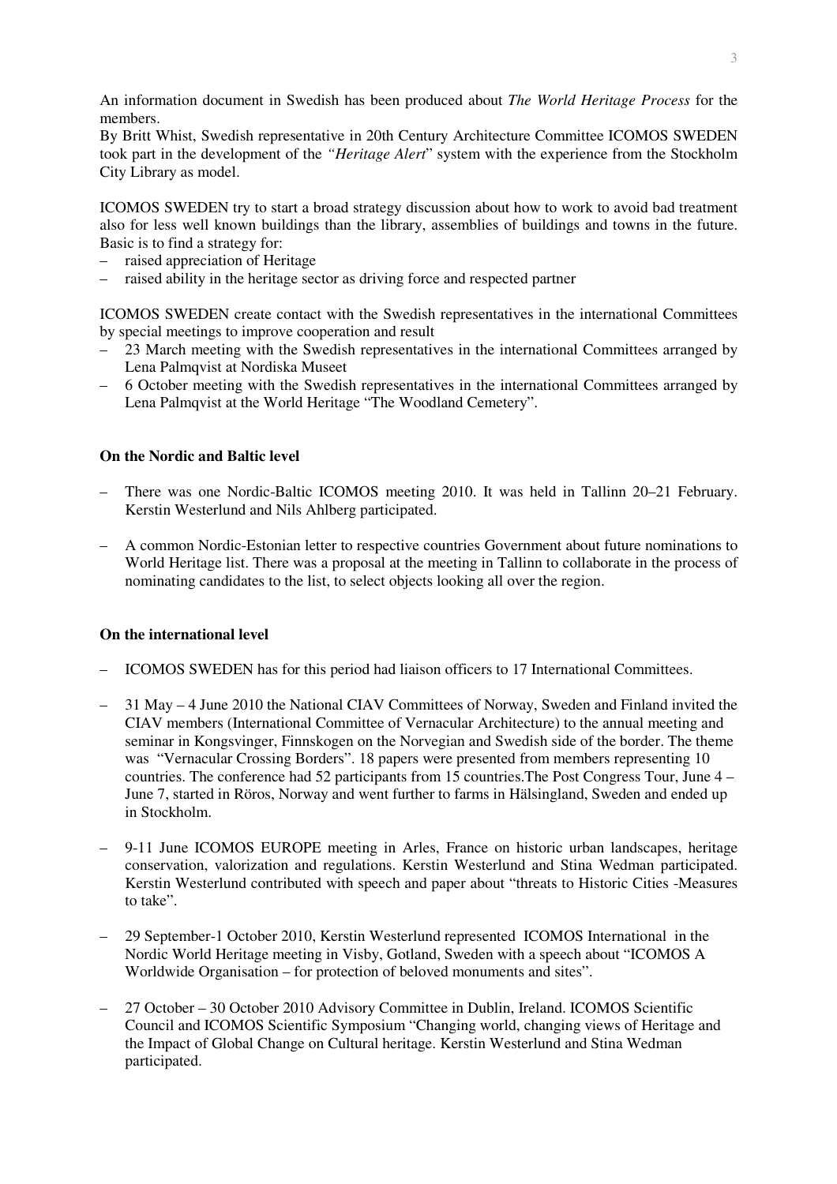An information document in Swedish has been produced about *The World Heritage Process* for the members.
By Britt Whist, Swedish representative in 20th Century Architecture Committee ICOMOS SWEDEN took part in the development of the *"Heritage Alert*" system with the experience from the Stockholm City Library as model.

ICOMOS SWEDEN try to start a broad strategy discussion about how to work to avoid bad treatment also for less well known buildings than the library, assemblies of buildings and towns in the future. Basic is to find a strategy for:

- raised appreciation of Heritage
- raised ability in the heritage sector as driving force and respected partner

ICOMOS SWEDEN create contact with the Swedish representatives in the international Committees by special meetings to improve cooperation and result

- 23 March meeting with the Swedish representatives in the international Committees arranged by Lena Palmqvist at Nordiska Museet
- 6 October meeting with the Swedish representatives in the international Committees arranged by Lena Palmqvist at the World Heritage "The Woodland Cemetery".

**On the Nordic and Baltic level**

- There was one Nordic-Baltic ICOMOS meeting 2010. It was held in Tallinn 20–21 February. Kerstin Westerlund and Nils Ahlberg participated.
- A common Nordic-Estonian letter to respective countries Government about future nominations to World Heritage list. There was a proposal at the meeting in Tallinn to collaborate in the process of nominating candidates to the list, to select objects looking all over the region.

**On the international level**

- ICOMOS SWEDEN has for this period had liaison officers to 17 International Committees.
- 31 May – 4 June 2010 the National CIAV Committees of Norway, Sweden and Finland invited the CIAV members (International Committee of Vernacular Architecture) to the annual meeting and seminar in Kongsvinger, Finnskogen on the Norvegian and Swedish side of the border. The theme was "Vernacular Crossing Borders". 18 papers were presented from members representing 10 countries. The conference had 52 participants from 15 countries.The Post Congress Tour, June 4 – June 7, started in Röros, Norway and went further to farms in Hälsingland, Sweden and ended up in Stockholm.
- 9-11 June ICOMOS EUROPE meeting in Arles, France on historic urban landscapes, heritage conservation, valorization and regulations. Kerstin Westerlund and Stina Wedman participated. Kerstin Westerlund contributed with speech and paper about "threats to Historic Cities -Measures to take".
- 29 September-1 October 2010, Kerstin Westerlund represented ICOMOS International in the Nordic World Heritage meeting in Visby, Gotland, Sweden with a speech about "ICOMOS A Worldwide Organisation – for protection of beloved monuments and sites".
- 27 October – 30 October 2010 Advisory Committee in Dublin, Ireland. ICOMOS Scientific Council and ICOMOS Scientific Symposium "Changing world, changing views of Heritage and the Impact of Global Change on Cultural heritage. Kerstin Westerlund and Stina Wedman participated.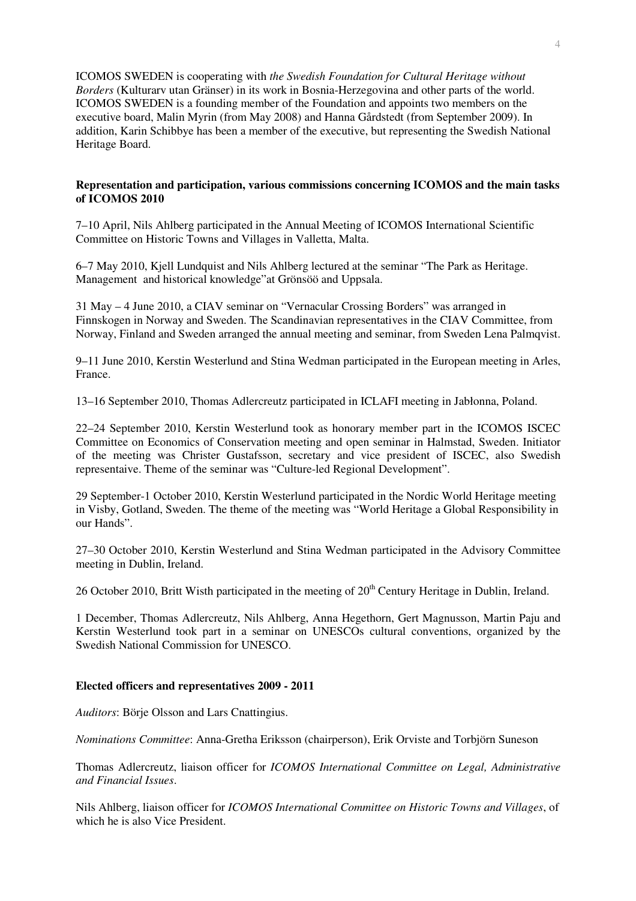ICOMOS SWEDEN is cooperating with *the Swedish Foundation for Cultural Heritage without Borders* (Kulturarv utan Gränser) in its work in Bosnia-Herzegovina and other parts of the world. ICOMOS SWEDEN is a founding member of the Foundation and appoints two members on the executive board, Malin Myrin (from May 2008) and Hanna Gårdstedt (from September 2009). In addition, Karin Schibbye has been a member of the executive, but representing the Swedish National Heritage Board.

**Representation and participation, various commissions concerning ICOMOS and the main tasks of ICOMOS 2010**

7–10 April, Nils Ahlberg participated in the Annual Meeting of ICOMOS International Scientific Committee on Historic Towns and Villages in Valletta, Malta.

6–7 May 2010, Kjell Lundquist and Nils Ahlberg lectured at the seminar "The Park as Heritage. Management  and historical knowledge"at Grönsöö and Uppsala.

31 May – 4 June 2010, a CIAV seminar on "Vernacular Crossing Borders" was arranged in Finnskogen in Norway and Sweden. The Scandinavian representatives in the CIAV Committee, from Norway, Finland and Sweden arranged the annual meeting and seminar, from Sweden Lena Palmqvist.

9–11 June 2010, Kerstin Westerlund and Stina Wedman participated in the European meeting in Arles, France.

13–16 September 2010, Thomas Adlercreutz participated in ICLAFI meeting in Jabłonna, Poland.

22–24 September 2010, Kerstin Westerlund took as honorary member part in the ICOMOS ISCEC Committee on Economics of Conservation meeting and open seminar in Halmstad, Sweden. Initiator of the meeting was Christer Gustafsson, secretary and vice president of ISCEC, also Swedish representaive. Theme of the seminar was "Culture-led Regional Development".

29 September-1 October 2010, Kerstin Westerlund participated in the Nordic World Heritage meeting in Visby, Gotland, Sweden. The theme of the meeting was "World Heritage a Global Responsibility in our Hands".

27–30 October 2010, Kerstin Westerlund and Stina Wedman participated in the Advisory Committee meeting in Dublin, Ireland.

26 October 2010, Britt Wisth participated in the meeting of 20th Century Heritage in Dublin, Ireland.

1 December, Thomas Adlercreutz, Nils Ahlberg, Anna Hegethorn, Gert Magnusson, Martin Paju and Kerstin Westerlund took part in a seminar on UNESCOs cultural conventions, organized by the Swedish National Commission for UNESCO.

**Elected officers and representatives 2009 - 2011**

*Auditors*: Börje Olsson and Lars Cnattingius.

*Nominations Committee*: Anna-Gretha Eriksson (chairperson), Erik Orviste and Torbjörn Suneson

Thomas Adlercreutz, liaison officer for *ICOMOS International Committee on Legal, Administrative and Financial Issues*.

Nils Ahlberg, liaison officer for *ICOMOS International Committee on Historic Towns and Villages*, of which he is also Vice President.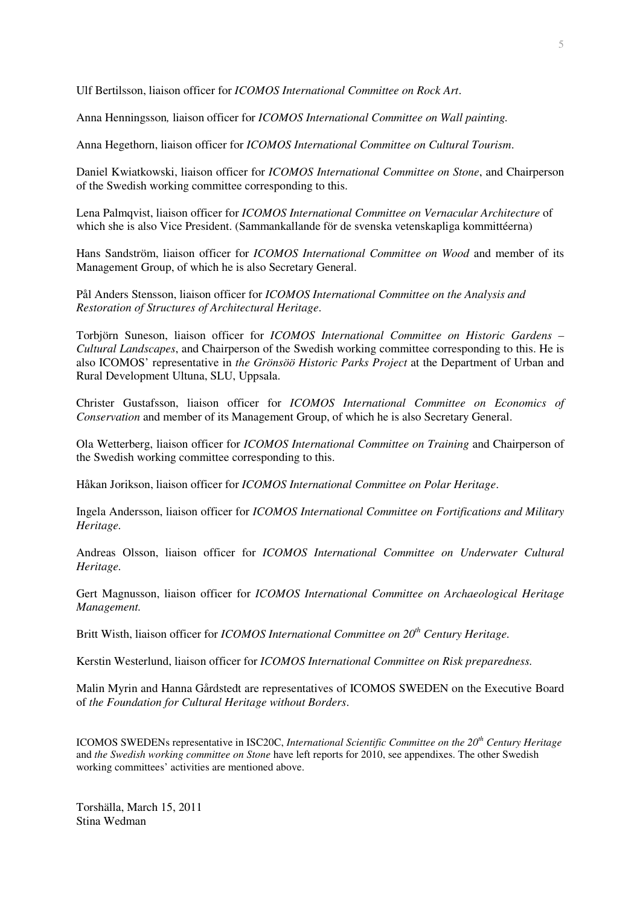Ulf Bertilsson, liaison officer for *ICOMOS International Committee on Rock Art*.

Anna Henningsson*,* liaison officer for *ICOMOS International Committee on Wall painting.*

Anna Hegethorn, liaison officer for *ICOMOS International Committee on Cultural Tourism*.

Daniel Kwiatkowski, liaison officer for *ICOMOS International Committee on Stone*, and Chairperson of the Swedish working committee corresponding to this.

Lena Palmqvist, liaison officer for *ICOMOS International Committee on Vernacular Architecture* of which she is also Vice President. (Sammankallande för de svenska vetenskapliga kommittéerna)

Hans Sandström, liaison officer for *ICOMOS International Committee on Wood* and member of its Management Group, of which he is also Secretary General.

Pål Anders Stensson, liaison officer for *ICOMOS International Committee on the Analysis and Restoration of Structures of Architectural Heritage*.

Torbjörn Suneson, liaison officer for *ICOMOS International Committee on Historic Gardens – Cultural Landscapes*, and Chairperson of the Swedish working committee corresponding to this. He is also ICOMOS' representative in *the Grönsöö Historic Parks Project* at the Department of Urban and Rural Development Ultuna, SLU, Uppsala.

Christer Gustafsson, liaison officer for *ICOMOS International Committee on Economics of Conservation* and member of its Management Group, of which he is also Secretary General.

Ola Wetterberg, liaison officer for *ICOMOS International Committee on Training* and Chairperson of the Swedish working committee corresponding to this.

Håkan Jorikson, liaison officer for *ICOMOS International Committee on Polar Heritage*.

Ingela Andersson, liaison officer for *ICOMOS International Committee on Fortifications and Military Heritage.*

Andreas Olsson, liaison officer for *ICOMOS International Committee on Underwater Cultural Heritage.*

Gert Magnusson, liaison officer for *ICOMOS International Committee on Archaeological Heritage Management.*

Britt Wisth, liaison officer for *ICOMOS International Committee on 20th Century Heritage.*

Kerstin Westerlund, liaison officer for *ICOMOS International Committee on Risk preparedness.*

Malin Myrin and Hanna Gårdstedt are representatives of ICOMOS SWEDEN on the Executive Board of *the Foundation for Cultural Heritage without Borders*.

ICOMOS SWEDENs representative in ISC20C, *International Scientific Committee on the 20th Century Heritage* and *the Swedish working committee on Stone* have left reports for 2010, see appendixes. The other Swedish working committees' activities are mentioned above.

Torshälla, March 15, 2011
Stina Wedman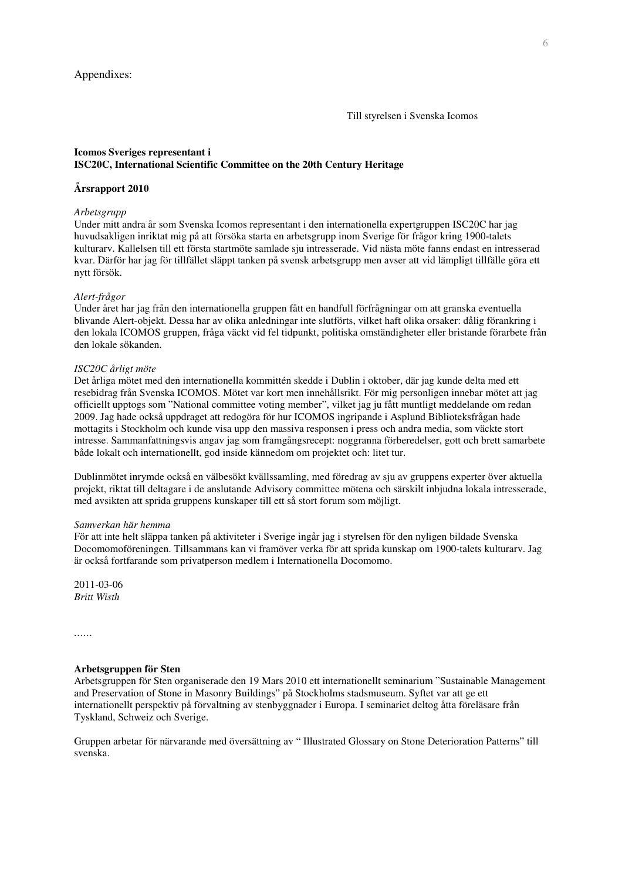Appendixes:

Till styrelsen i Svenska Icomos

**Icomos Sveriges representant i**
**ISC20C, International Scientific Committee on the 20th Century Heritage**

**Årsrapport 2010**

*Arbetsgrupp*
Under mitt andra år som Svenska Icomos representant i den internationella expertgruppen ISC20C har jag huvudsakligen inriktat mig på att försöka starta en arbetsgrupp inom Sverige för frågor kring 1900-talets kulturarv. Kallelsen till ett första startmöte samlade sju intresserade. Vid nästa möte fanns endast en intresserad kvar. Därför har jag för tillfället släppt tanken på svensk arbetsgrupp men avser att vid lämpligt tillfälle göra ett nytt försök.

*Alert-frågor*
Under året har jag från den internationella gruppen fått en handfull förfrågningar om att granska eventuella blivande Alert-objekt. Dessa har av olika anledningar inte slutförts, vilket haft olika orsaker: dålig förankring i den lokala ICOMOS gruppen, fråga väckt vid fel tidpunkt, politiska omständigheter eller bristande förarbete från den lokale sökanden.

*ISC20C årligt möte*
Det årliga mötet med den internationella kommittén skedde i Dublin i oktober, där jag kunde delta med ett resebidrag från Svenska ICOMOS. Mötet var kort men innehållsrikt. För mig personligen innebar mötet att jag officiellt upptogs som "National committee voting member", vilket jag ju fått muntligt meddelande om redan 2009. Jag hade också uppdraget att redogöra för hur ICOMOS ingripande i Asplund Biblioteksfrågan hade mottagits i Stockholm och kunde visa upp den massiva responsen i press och andra media, som väckte stort intresse. Sammanfattningsvis angav jag som framgångsrecept: noggranna förberedelser, gott och brett samarbete både lokalt och internationellt, god inside kännedom om projektet och: litet tur.

Dublinmötet inrymde också en välbesökt kvällssamling, med föredrag av sju av gruppens experter över aktuella projekt, riktat till deltagare i de anslutande Advisory committee mötena och särskilt inbjudna lokala intresserade, med avsikten att sprida gruppens kunskaper till ett så stort forum som möjligt.

*Samverkan här hemma*
För att inte helt släppa tanken på aktiviteter i Sverige ingår jag i styrelsen för den nyligen bildade Svenska Docomomoföreningen. Tillsammans kan vi framöver verka för att sprida kunskap om 1900-talets kulturarv. Jag är också fortfarande som privatperson medlem i Internationella Docomomo.

2011-03-06
*Britt Wisth*

……

**Arbetsgruppen för Sten**
Arbetsgruppen för Sten organiserade den 19 Mars 2010 ett internationellt seminarium "Sustainable Management and Preservation of Stone in Masonry Buildings" på Stockholms stadsmuseum. Syftet var att ge ett internationellt perspektiv på förvaltning av stenbyggnader i Europa. I seminariet deltog åtta föreläsare från Tyskland, Schweiz och Sverige.

Gruppen arbetar för närvarande med översättning av " Illustrated Glossary on Stone Deterioration Patterns" till svenska.